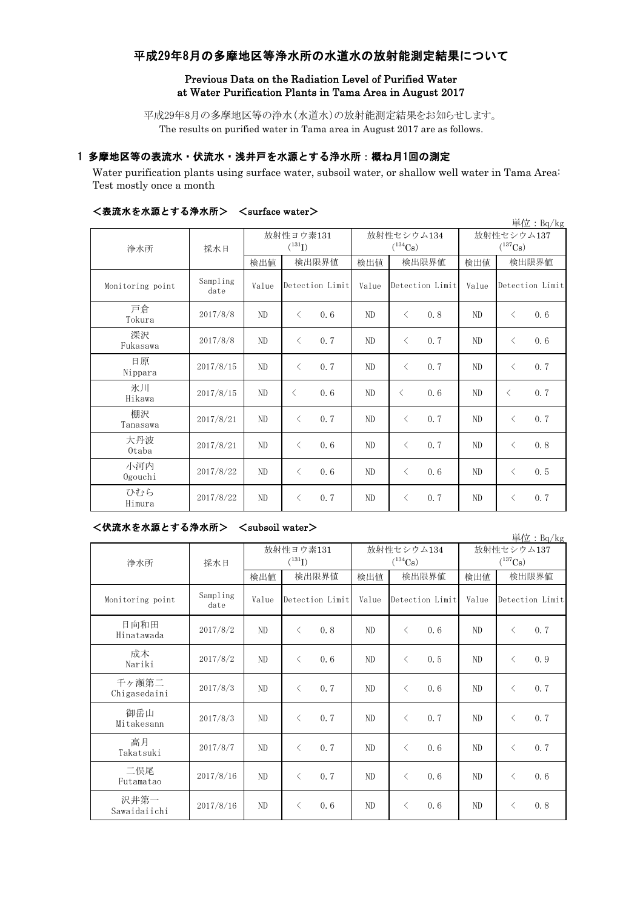# 平成29年8月の多摩地区等浄水所の水道水の放射能測定結果について

**Previous Data on the Radiation Level of Purified Water at Water Purification Plants in Tama Area in August 2017**

平成29年8月の多摩地区等の浄水(水道水)の放射能測定結果をお知らせします。
The results on purified water in Tama area in August 2017 are as follows.

## 1 多摩地区等の表流水・伏流水・浅井戸を水源とする浄水所：概ね月1回の測定

Water purification plants using surface water, subsoil water, or shallow well water in Tama Area: Test mostly once a month

### ＜表流水を水源とする浄水所＞　＜surface water＞

単位：Bq/kg

| 浄水所 | 採水日 | 放射性ヨウ素131 ($^{131}$I) | | 放射性セシウム134 ($^{134}$Cs) | | 放射性セシウム137 ($^{137}$Cs) | |
|---|---|---|---|---|---|---|---|
| | | 検出値 | 検出限界値 | 検出値 | 検出限界値 | 検出値 | 検出限界値 |
| Monitoring point | Sampling date | Value | Detection Limit | Value | Detection Limit | Value | Detection Limit |
| 戸倉 Tokura | 2017/8/8 | ND | ＜ 0.6 | ND | ＜ 0.8 | ND | ＜ 0.6 |
| 深沢 Fukasawa | 2017/8/8 | ND | ＜ 0.7 | ND | ＜ 0.7 | ND | ＜ 0.6 |
| 日原 Nippara | 2017/8/15 | ND | ＜ 0.7 | ND | ＜ 0.7 | ND | ＜ 0.7 |
| 氷川 Hikawa | 2017/8/15 | ND | ＜ 0.6 | ND | ＜ 0.6 | ND | ＜ 0.7 |
| 棚沢 Tanasawa | 2017/8/21 | ND | ＜ 0.7 | ND | ＜ 0.7 | ND | ＜ 0.7 |
| 大丹波 Otaba | 2017/8/21 | ND | ＜ 0.6 | ND | ＜ 0.7 | ND | ＜ 0.8 |
| 小河内 Ogouchi | 2017/8/22 | ND | ＜ 0.6 | ND | ＜ 0.6 | ND | ＜ 0.5 |
| ひむら Himura | 2017/8/22 | ND | ＜ 0.7 | ND | ＜ 0.7 | ND | ＜ 0.7 |

### ＜伏流水を水源とする浄水所＞　＜subsoil water＞

単位：Bq/kg

| 浄水所 | 採水日 | 放射性ヨウ素131 ($^{131}$I) | | 放射性セシウム134 ($^{134}$Cs) | | 放射性セシウム137 ($^{137}$Cs) | |
|---|---|---|---|---|---|---|---|
| | | 検出値 | 検出限界値 | 検出値 | 検出限界値 | 検出値 | 検出限界値 |
| Monitoring point | Sampling date | Value | Detection Limit | Value | Detection Limit | Value | Detection Limit |
| 日向和田 Hinatawada | 2017/8/2 | ND | ＜ 0.8 | ND | ＜ 0.6 | ND | ＜ 0.7 |
| 成木 Nariki | 2017/8/2 | ND | ＜ 0.6 | ND | ＜ 0.5 | ND | ＜ 0.9 |
| 千ヶ瀬第二 Chigasedaini | 2017/8/3 | ND | ＜ 0.7 | ND | ＜ 0.6 | ND | ＜ 0.7 |
| 御岳山 Mitakesann | 2017/8/3 | ND | ＜ 0.7 | ND | ＜ 0.7 | ND | ＜ 0.7 |
| 高月 Takatsuki | 2017/8/7 | ND | ＜ 0.7 | ND | ＜ 0.6 | ND | ＜ 0.7 |
| 二俣尾 Futamatao | 2017/8/16 | ND | ＜ 0.7 | ND | ＜ 0.6 | ND | ＜ 0.6 |
| 沢井第一 Sawaidaiichi | 2017/8/16 | ND | ＜ 0.6 | ND | ＜ 0.6 | ND | ＜ 0.8 |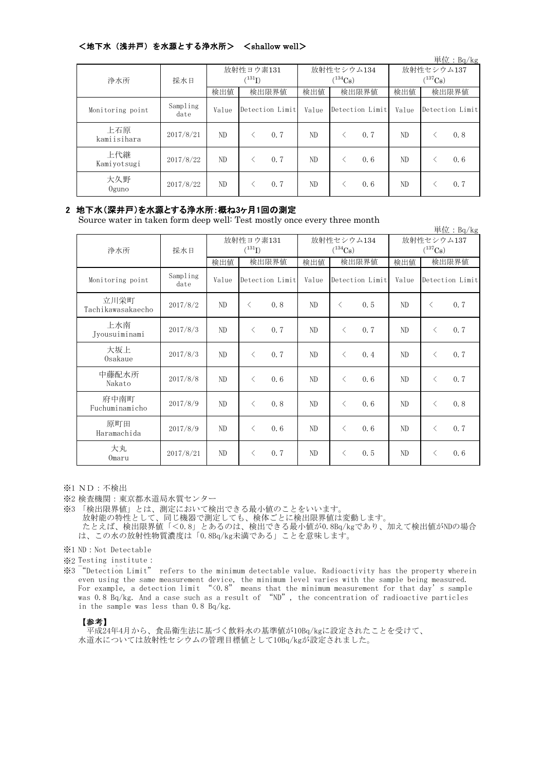＜地下水（浅井戸）を水源とする浄水所＞　＜shallow well＞

単位：Bq/kg

| 浄水所 | 採水日 | 放射性ヨウ素131 ($^{131}$I) | | | 放射性セシウム134 ($^{134}$Cs) | | | 放射性セシウム137 ($^{137}$Cs) | | |
|---|---|---|---|---|---|---|---|---|---|---|
| | | 検出値 | 検出限界値 | | 検出値 | 検出限界値 | | 検出値 | 検出限界値 | |
| Monitoring point | Sampling date | Value | Detection Limit | | Value | Detection Limit | | Value | Detection Limit | |
| 上石原 kamiisihara | 2017/8/21 | ND | < | 0.7 | ND | < | 0.7 | ND | < | 0.8 |
| 上代継 Kamiyotsugi | 2017/8/22 | ND | < | 0.7 | ND | < | 0.6 | ND | < | 0.6 |
| 大久野 Oguno | 2017/8/22 | ND | < | 0.7 | ND | < | 0.6 | ND | < | 0.7 |

## 2 地下水(深井戸)を水源とする浄水所:概ね3ヶ月1回の測定

Source water in taken form deep well: Test mostly once every three month

単位：Bq/kg

| 浄水所 | 採水日 | 放射性ヨウ素131 ($^{131}$I) | | | 放射性セシウム134 ($^{134}$Cs) | | | 放射性セシウム137 ($^{137}$Cs) | | |
|---|---|---|---|---|---|---|---|---|---|---|
| | | 検出値 | 検出限界値 | | 検出値 | 検出限界値 | | 検出値 | 検出限界値 | |
| Monitoring point | Sampling date | Value | Detection Limit | | Value | Detection Limit | | Value | Detection Limit | |
| 立川栄町 Tachikawasakaecho | 2017/8/2 | ND | < | 0.8 | ND | < | 0.5 | ND | < | 0.7 |
| 上水南 Jyousuiminami | 2017/8/3 | ND | < | 0.7 | ND | < | 0.7 | ND | < | 0.7 |
| 大坂上 Osakaue | 2017/8/3 | ND | < | 0.7 | ND | < | 0.4 | ND | < | 0.7 |
| 中藤配水所 Nakato | 2017/8/8 | ND | < | 0.6 | ND | < | 0.6 | ND | < | 0.7 |
| 府中南町 Fuchuminamicho | 2017/8/9 | ND | < | 0.8 | ND | < | 0.6 | ND | < | 0.8 |
| 原町田 Haramachida | 2017/8/9 | ND | < | 0.6 | ND | < | 0.6 | ND | < | 0.7 |
| 大丸 Omaru | 2017/8/21 | ND | < | 0.7 | ND | < | 0.5 | ND | < | 0.6 |

※1 ND：不検出

※2 検査機関：東京都水道局水質センター

※3 「検出限界値」とは、測定において検出できる最小値のことをいいます。
放射能の特性として、同じ機器で測定しても、検体ごとに検出限界値は変動します。
たとえば、検出限界値「<0.8」とあるのは、検出できる最小値が0.8Bq/kgであり、加えて検出値がNDの場合は、この水の放射性物質濃度は「0.8Bq/kg未満である」ことを意味します。

※1 ND：Not Detectable

※2 Testing institute：

※3 "Detection Limit" refers to the minimum detectable value. Radioactivity has the property wherein even using the same measurement device, the minimum level varies with the sample being measured. For example, a detection limit "<0.8" means that the minimum measurement for that day's sample was 0.8 Bq/kg. And a case such as a result of "ND", the concentration of radioactive particles in the sample was less than 0.8 Bq/kg.

【参考】

平成24年4月から、食品衛生法に基づく飲料水の基準値が10Bq/kgに設定されたことを受けて、水道水については放射性セシウムの管理目標値として10Bq/kgが設定されました。